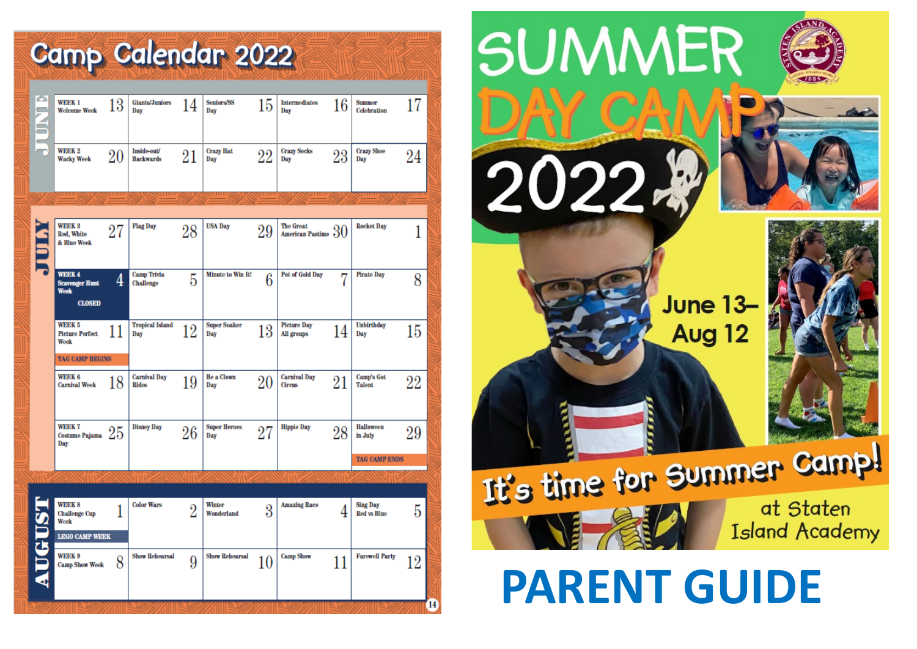# Camp Calendar 2022

## JUNE

| Mon | Tue | Wed | Thu | Fri |
|---|---|---|---|---|
| 13 WEEK 1 Welcome Week | 14 Giants/Juniors Day | 15 Seniors/SS Day | 16 Intermediates Day | 17 Summer Celebration |
| 20 WEEK 2 Wacky Week | 21 Inside-out/ Backwards | 22 Crazy Hat Day | 23 Crazy Socks Day | 24 Crazy Shoe Day |

## JULY

| Mon | Tue | Wed | Thu | Fri |
|---|---|---|---|---|
| 27 WEEK 3 Red, White & Blue Week | 28 Flag Day | 29 USA Day | 30 The Great American Pastime | 1 Rocket Day |
| 4 WEEK 4 Scavenger Hunt Week CLOSED | 5 Camp Trivia Challenge | 6 Minute to Win It! | 7 Pot of Gold Day | 8 Pirate Day |
| 11 WEEK 5 Picture Perfect Week TAG CAMP BEGINS | 12 Tropical Island Day | 13 Super Soaker Day | 14 Picture Day All groups | 15 Unbirthday Day |
| 18 WEEK 6 Carnival Week | 19 Carnival Day Rides | 20 Be a Clown Day | 21 Carnival Day Circus | 22 Camp's Got Talent |
| 25 WEEK 7 Costume Pajama Day | 26 Disney Day | 27 Super Heroes Day | 28 Hippie Day | 29 Halloween in July TAG CAMP ENDS |

## AUGUST

| Mon | Tue | Wed | Thu | Fri |
|---|---|---|---|---|
| 1 WEEK 8 Challenge Cup Week LEGO CAMP WEEK | 2 Color Wars | 3 Winter Wonderland | 4 Amazing Race | 5 Sing Day Red vs Blue |
| 8 WEEK 9 Camp Show Week | 9 Show Rehearsal | 10 Show Rehearsal | 11 Camp Show | 12 Farewell Party |

# SUMMER DAY CAMP 2022

Staten Island Academy 1884

June 13–Aug 12

It's time for Summer Camp!

at Staten Island Academy

# PARENT GUIDE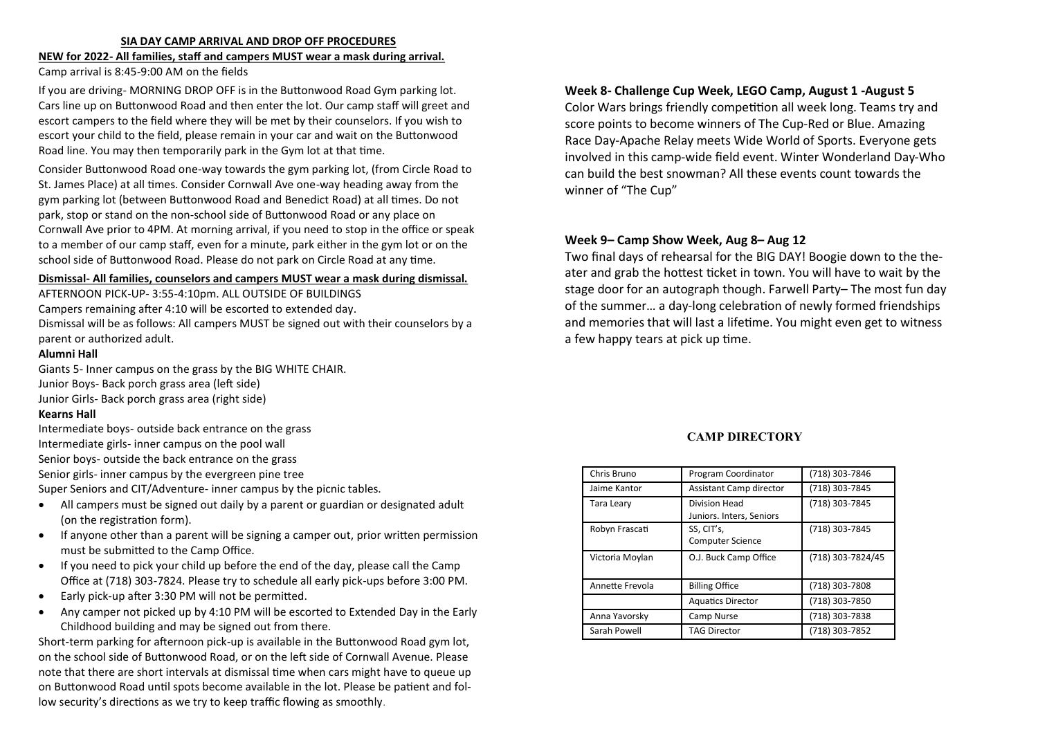## SIA DAY CAMP ARRIVAL AND DROP OFF PROCEDURES

**NEW for 2022- All families, staff and campers MUST wear a mask during arrival.**

Camp arrival is 8:45-9:00 AM on the fields

If you are driving- MORNING DROP OFF is in the Buttonwood Road Gym parking lot. Cars line up on Buttonwood Road and then enter the lot. Our camp staff will greet and escort campers to the field where they will be met by their counselors. If you wish to escort your child to the field, please remain in your car and wait on the Buttonwood Road line. You may then temporarily park in the Gym lot at that time.

Consider Buttonwood Road one-way towards the gym parking lot, (from Circle Road to St. James Place) at all times. Consider Cornwall Ave one-way heading away from the gym parking lot (between Buttonwood Road and Benedict Road) at all times. Do not park, stop or stand on the non-school side of Buttonwood Road or any place on Cornwall Ave prior to 4PM. At morning arrival, if you need to stop in the office or speak to a member of our camp staff, even for a minute, park either in the gym lot or on the school side of Buttonwood Road. Please do not park on Circle Road at any time.

**Dismissal- All families, counselors and campers MUST wear a mask during dismissal.**

AFTERNOON PICK-UP- 3:55-4:10pm. ALL OUTSIDE OF BUILDINGS

Campers remaining after 4:10 will be escorted to extended day.

Dismissal will be as follows: All campers MUST be signed out with their counselors by a parent or authorized adult.

**Alumni Hall**

Giants 5- Inner campus on the grass by the BIG WHITE CHAIR.
Junior Boys- Back porch grass area (left side)
Junior Girls- Back porch grass area (right side)

**Kearns Hall**

Intermediate boys- outside back entrance on the grass
Intermediate girls- inner campus on the pool wall
Senior boys- outside the back entrance on the grass
Senior girls- inner campus by the evergreen pine tree
Super Seniors and CIT/Adventure- inner campus by the picnic tables.

- All campers must be signed out daily by a parent or guardian or designated adult (on the registration form).
- If anyone other than a parent will be signing a camper out, prior written permission must be submitted to the Camp Office.
- If you need to pick your child up before the end of the day, please call the Camp Office at (718) 303-7824. Please try to schedule all early pick-ups before 3:00 PM.
- Early pick-up after 3:30 PM will not be permitted.
- Any camper not picked up by 4:10 PM will be escorted to Extended Day in the Early Childhood building and may be signed out from there.

Short-term parking for afternoon pick-up is available in the Buttonwood Road gym lot, on the school side of Buttonwood Road, or on the left side of Cornwall Avenue. Please note that there are short intervals at dismissal time when cars might have to queue up on Buttonwood Road until spots become available in the lot. Please be patient and follow security's directions as we try to keep traffic flowing as smoothly.

### Week 8- Challenge Cup Week, LEGO Camp, August 1 -August 5

Color Wars brings friendly competition all week long. Teams try and score points to become winners of The Cup-Red or Blue. Amazing Race Day-Apache Relay meets Wide World of Sports. Everyone gets involved in this camp-wide field event. Winter Wonderland Day-Who can build the best snowman? All these events count towards the winner of "The Cup"

### Week 9– Camp Show Week, Aug 8– Aug 12

Two final days of rehearsal for the BIG DAY! Boogie down to the theater and grab the hottest ticket in town. You will have to wait by the stage door for an autograph though. Farwell Party– The most fun day of the summer… a day-long celebration of newly formed friendships and memories that will last a lifetime. You might even get to witness a few happy tears at pick up time.

## CAMP DIRECTORY

| | | |
|---|---|---|
| Chris Bruno | Program Coordinator | (718) 303-7846 |
| Jaime Kantor | Assistant Camp director | (718) 303-7845 |
| Tara Leary | Division Head Juniors. Inters, Seniors | (718) 303-7845 |
| Robyn Frascati | SS, CIT's, Computer Science | (718) 303-7845 |
| Victoria Moylan | O.J. Buck Camp Office | (718) 303-7824/45 |
| Annette Frevola | Billing Office | (718) 303-7808 |
| | Aquatics Director | (718) 303-7850 |
| Anna Yavorsky | Camp Nurse | (718) 303-7838 |
| Sarah Powell | TAG Director | (718) 303-7852 |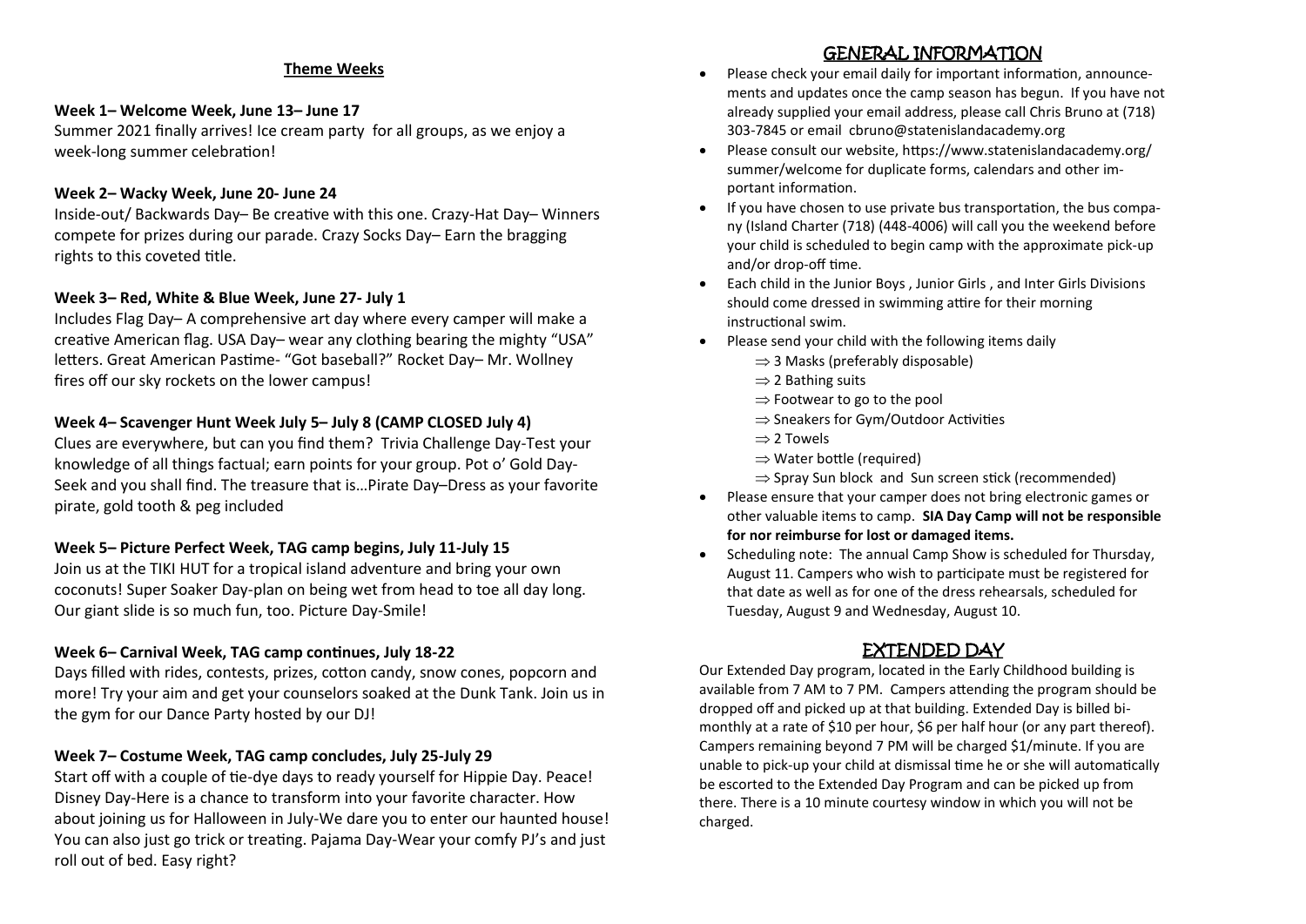## Theme Weeks

**Week 1– Welcome Week, June 13– June 17**

Summer 2021 finally arrives! Ice cream party for all groups, as we enjoy a week-long summer celebration!

**Week 2– Wacky Week, June 20- June 24**

Inside-out/ Backwards Day– Be creative with this one. Crazy-Hat Day– Winners compete for prizes during our parade. Crazy Socks Day– Earn the bragging rights to this coveted title.

**Week 3– Red, White & Blue Week, June 27- July 1**

Includes Flag Day– A comprehensive art day where every camper will make a creative American flag. USA Day– wear any clothing bearing the mighty "USA" letters. Great American Pastime- "Got baseball?" Rocket Day– Mr. Wollney fires off our sky rockets on the lower campus!

**Week 4– Scavenger Hunt Week July 5– July 8 (CAMP CLOSED July 4)**

Clues are everywhere, but can you find them? Trivia Challenge Day-Test your knowledge of all things factual; earn points for your group. Pot o' Gold Day-Seek and you shall find. The treasure that is…Pirate Day–Dress as your favorite pirate, gold tooth & peg included

**Week 5– Picture Perfect Week, TAG camp begins, July 11-July 15**

Join us at the TIKI HUT for a tropical island adventure and bring your own coconuts! Super Soaker Day-plan on being wet from head to toe all day long. Our giant slide is so much fun, too. Picture Day-Smile!

**Week 6– Carnival Week, TAG camp continues, July 18-22**

Days filled with rides, contests, prizes, cotton candy, snow cones, popcorn and more! Try your aim and get your counselors soaked at the Dunk Tank. Join us in the gym for our Dance Party hosted by our DJ!

**Week 7– Costume Week, TAG camp concludes, July 25-July 29**

Start off with a couple of tie-dye days to ready yourself for Hippie Day. Peace! Disney Day-Here is a chance to transform into your favorite character. How about joining us for Halloween in July-We dare you to enter our haunted house! You can also just go trick or treating. Pajama Day-Wear your comfy PJ's and just roll out of bed. Easy right?

## GENERAL INFORMATION

- Please check your email daily for important information, announcements and updates once the camp season has begun. If you have not already supplied your email address, please call Chris Bruno at (718) 303-7845 or email cbruno@statenislandacademy.org
- Please consult our website, https://www.statenislandacademy.org/summer/welcome for duplicate forms, calendars and other important information.
- If you have chosen to use private bus transportation, the bus company (Island Charter (718) (448-4006) will call you the weekend before your child is scheduled to begin camp with the approximate pick-up and/or drop-off time.
- Each child in the Junior Boys , Junior Girls , and Inter Girls Divisions should come dressed in swimming attire for their morning instructional swim.
- Please send your child with the following items daily
  - ⇒ 3 Masks (preferably disposable)
  - ⇒ 2 Bathing suits
  - ⇒ Footwear to go to the pool
  - ⇒ Sneakers for Gym/Outdoor Activities
  - ⇒ 2 Towels
  - ⇒ Water bottle (required)
  - ⇒ Spray Sun block and Sun screen stick (recommended)
- Please ensure that your camper does not bring electronic games or other valuable items to camp. **SIA Day Camp will not be responsible for nor reimburse for lost or damaged items.**
- Scheduling note: The annual Camp Show is scheduled for Thursday, August 11. Campers who wish to participate must be registered for that date as well as for one of the dress rehearsals, scheduled for Tuesday, August 9 and Wednesday, August 10.

## EXTENDED DAY

Our Extended Day program, located in the Early Childhood building is available from 7 AM to 7 PM. Campers attending the program should be dropped off and picked up at that building. Extended Day is billed bi-monthly at a rate of $10 per hour, $6 per half hour (or any part thereof). Campers remaining beyond 7 PM will be charged $1/minute. If you are unable to pick-up your child at dismissal time he or she will automatically be escorted to the Extended Day Program and can be picked up from there. There is a 10 minute courtesy window in which you will not be charged.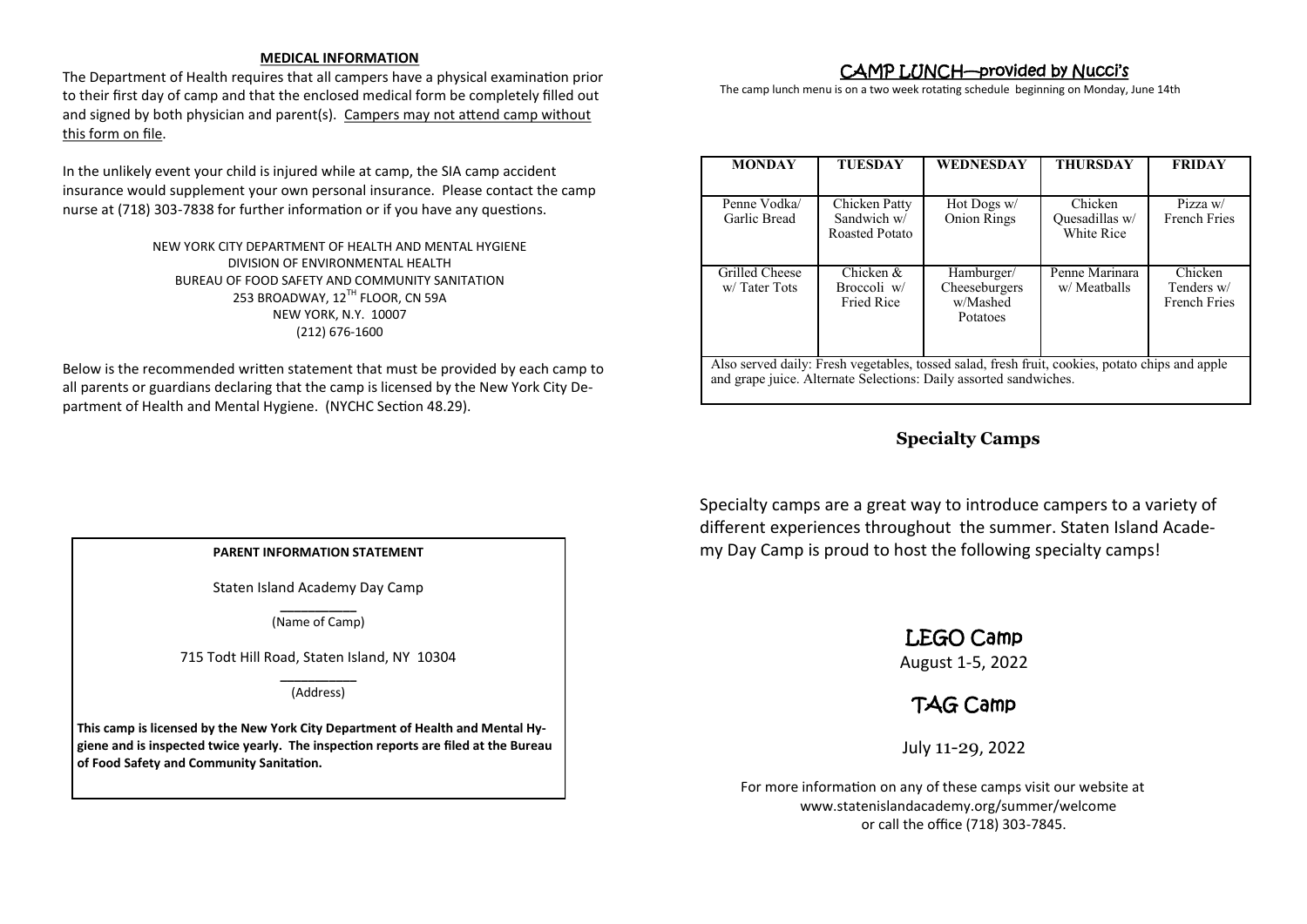## MEDICAL INFORMATION

The Department of Health requires that all campers have a physical examination prior to their first day of camp and that the enclosed medical form be completely filled out and signed by both physician and parent(s). Campers may not attend camp without this form on file.

In the unlikely event your child is injured while at camp, the SIA camp accident insurance would supplement your own personal insurance. Please contact the camp nurse at (718) 303-7838 for further information or if you have any questions.

NEW YORK CITY DEPARTMENT OF HEALTH AND MENTAL HYGIENE
DIVISION OF ENVIRONMENTAL HEALTH
BUREAU OF FOOD SAFETY AND COMMUNITY SANITATION
253 BROADWAY, 12TH FLOOR, CN 59A
NEW YORK, N.Y. 10007
(212) 676-1600

Below is the recommended written statement that must be provided by each camp to all parents or guardians declaring that the camp is licensed by the New York City Department of Health and Mental Hygiene. (NYCHC Section 48.29).

**PARENT INFORMATION STATEMENT**

Staten Island Academy Day Camp
(Name of Camp)

715 Todt Hill Road, Staten Island, NY 10304
(Address)

**This camp is licensed by the New York City Department of Health and Mental Hygiene and is inspected twice yearly. The inspection reports are filed at the Bureau of Food Safety and Community Sanitation.**

## CAMP LUNCH—provided by Nucci's

The camp lunch menu is on a two week rotating schedule beginning on Monday, June 14th

| MONDAY | TUESDAY | WEDNESDAY | THURSDAY | FRIDAY |
|---|---|---|---|---|
| Penne Vodka/ Garlic Bread | Chicken Patty Sandwich w/ Roasted Potato | Hot Dogs w/ Onion Rings | Chicken Quesadillas w/ White Rice | Pizza w/ French Fries |
| Grilled Cheese w/ Tater Tots | Chicken & Broccoli w/ Fried Rice | Hamburger/ Cheeseburgers w/Mashed Potatoes | Penne Marinara w/ Meatballs | Chicken Tenders w/ French Fries |

Also served daily: Fresh vegetables, tossed salad, fresh fruit, cookies, potato chips and apple and grape juice. Alternate Selections: Daily assorted sandwiches.

## Specialty Camps

Specialty camps are a great way to introduce campers to a variety of different experiences throughout the summer. Staten Island Academy Day Camp is proud to host the following specialty camps!

### LEGO Camp

August 1-5, 2022

### TAG Camp

July 11-29, 2022

For more information on any of these camps visit our website at www.statenislandacademy.org/summer/welcome or call the office (718) 303-7845.